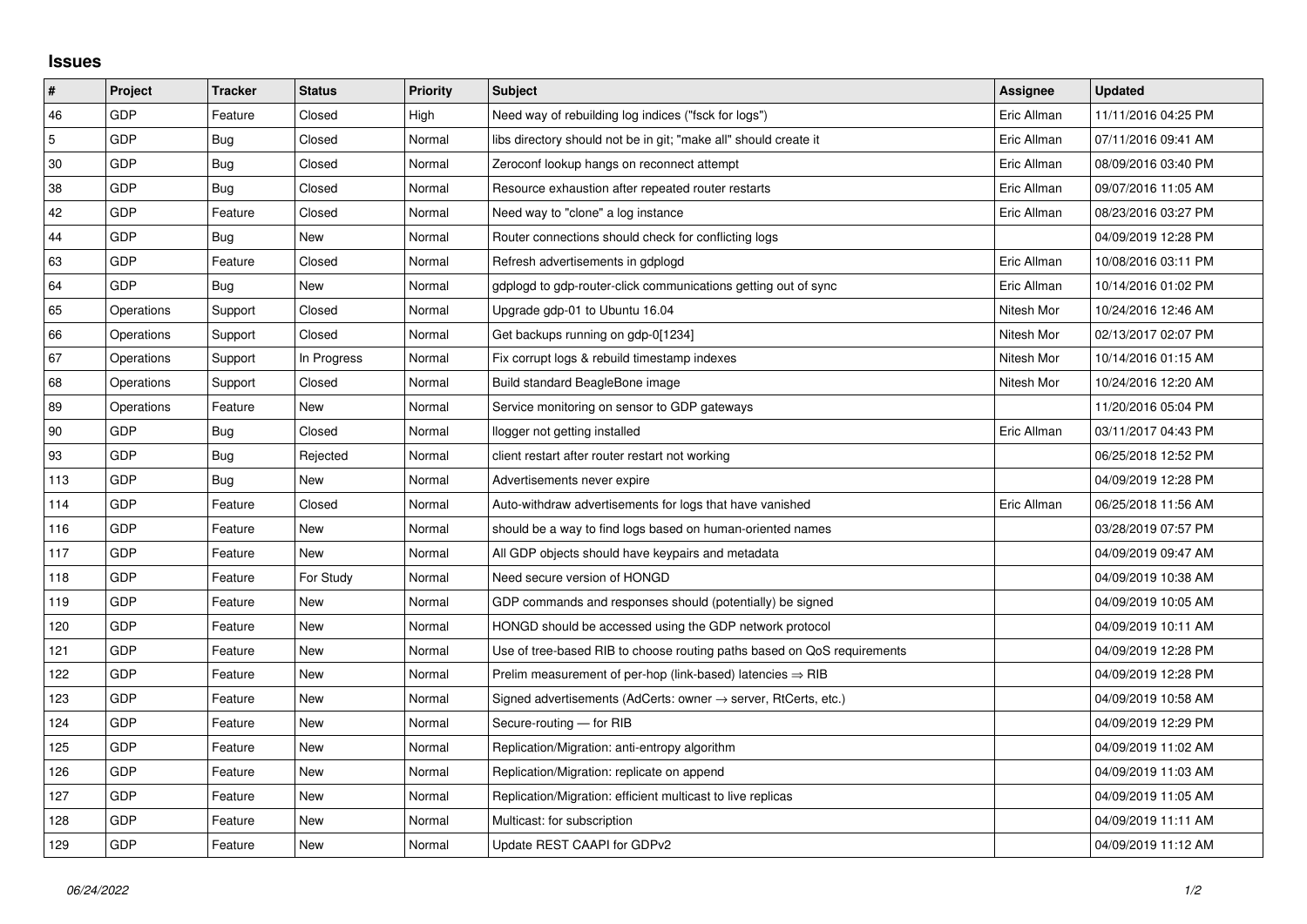## Issues

| # | Project | Tracker | Status | Priority | Subject | Assignee | Updated |
|---|---|---|---|---|---|---|---|
| 46 | GDP | Feature | Closed | High | Need way of rebuilding log indices ("fsck for logs") | Eric Allman | 11/11/2016 04:25 PM |
| 5 | GDP | Bug | Closed | Normal | libs directory should not be in git; "make all" should create it | Eric Allman | 07/11/2016 09:41 AM |
| 30 | GDP | Bug | Closed | Normal | Zeroconf lookup hangs on reconnect attempt | Eric Allman | 08/09/2016 03:40 PM |
| 38 | GDP | Bug | Closed | Normal | Resource exhaustion after repeated router restarts | Eric Allman | 09/07/2016 11:05 AM |
| 42 | GDP | Feature | Closed | Normal | Need way to "clone" a log instance | Eric Allman | 08/23/2016 03:27 PM |
| 44 | GDP | Bug | New | Normal | Router connections should check for conflicting logs | | 04/09/2019 12:28 PM |
| 63 | GDP | Feature | Closed | Normal | Refresh advertisements in gdplogd | Eric Allman | 10/08/2016 03:11 PM |
| 64 | GDP | Bug | New | Normal | gdplogd to gdp-router-click communications getting out of sync | Eric Allman | 10/14/2016 01:02 PM |
| 65 | Operations | Support | Closed | Normal | Upgrade gdp-01 to Ubuntu 16.04 | Nitesh Mor | 10/24/2016 12:46 AM |
| 66 | Operations | Support | Closed | Normal | Get backups running on gdp-0[1234] | Nitesh Mor | 02/13/2017 02:07 PM |
| 67 | Operations | Support | In Progress | Normal | Fix corrupt logs & rebuild timestamp indexes | Nitesh Mor | 10/14/2016 01:15 AM |
| 68 | Operations | Support | Closed | Normal | Build standard BeagleBone image | Nitesh Mor | 10/24/2016 12:20 AM |
| 89 | Operations | Feature | New | Normal | Service monitoring on sensor to GDP gateways | | 11/20/2016 05:04 PM |
| 90 | GDP | Bug | Closed | Normal | llogger not getting installed | Eric Allman | 03/11/2017 04:43 PM |
| 93 | GDP | Bug | Rejected | Normal | client restart after router restart not working | | 06/25/2018 12:52 PM |
| 113 | GDP | Bug | New | Normal | Advertisements never expire | | 04/09/2019 12:28 PM |
| 114 | GDP | Feature | Closed | Normal | Auto-withdraw advertisements for logs that have vanished | Eric Allman | 06/25/2018 11:56 AM |
| 116 | GDP | Feature | New | Normal | should be a way to find logs based on human-oriented names | | 03/28/2019 07:57 PM |
| 117 | GDP | Feature | New | Normal | All GDP objects should have keypairs and metadata | | 04/09/2019 09:47 AM |
| 118 | GDP | Feature | For Study | Normal | Need secure version of HONGD | | 04/09/2019 10:38 AM |
| 119 | GDP | Feature | New | Normal | GDP commands and responses should (potentially) be signed | | 04/09/2019 10:05 AM |
| 120 | GDP | Feature | New | Normal | HONGD should be accessed using the GDP network protocol | | 04/09/2019 10:11 AM |
| 121 | GDP | Feature | New | Normal | Use of tree-based RIB to choose routing paths based on QoS requirements | | 04/09/2019 12:28 PM |
| 122 | GDP | Feature | New | Normal | Prelim measurement of per-hop (link-based) latencies ⇒ RIB | | 04/09/2019 12:28 PM |
| 123 | GDP | Feature | New | Normal | Signed advertisements (AdCerts: owner → server, RtCerts, etc.) | | 04/09/2019 10:58 AM |
| 124 | GDP | Feature | New | Normal | Secure-routing — for RIB | | 04/09/2019 12:29 PM |
| 125 | GDP | Feature | New | Normal | Replication/Migration: anti-entropy algorithm | | 04/09/2019 11:02 AM |
| 126 | GDP | Feature | New | Normal | Replication/Migration: replicate on append | | 04/09/2019 11:03 AM |
| 127 | GDP | Feature | New | Normal | Replication/Migration: efficient multicast to live replicas | | 04/09/2019 11:05 AM |
| 128 | GDP | Feature | New | Normal | Multicast: for subscription | | 04/09/2019 11:11 AM |
| 129 | GDP | Feature | New | Normal | Update REST CAAPI for GDPv2 | | 04/09/2019 11:12 AM |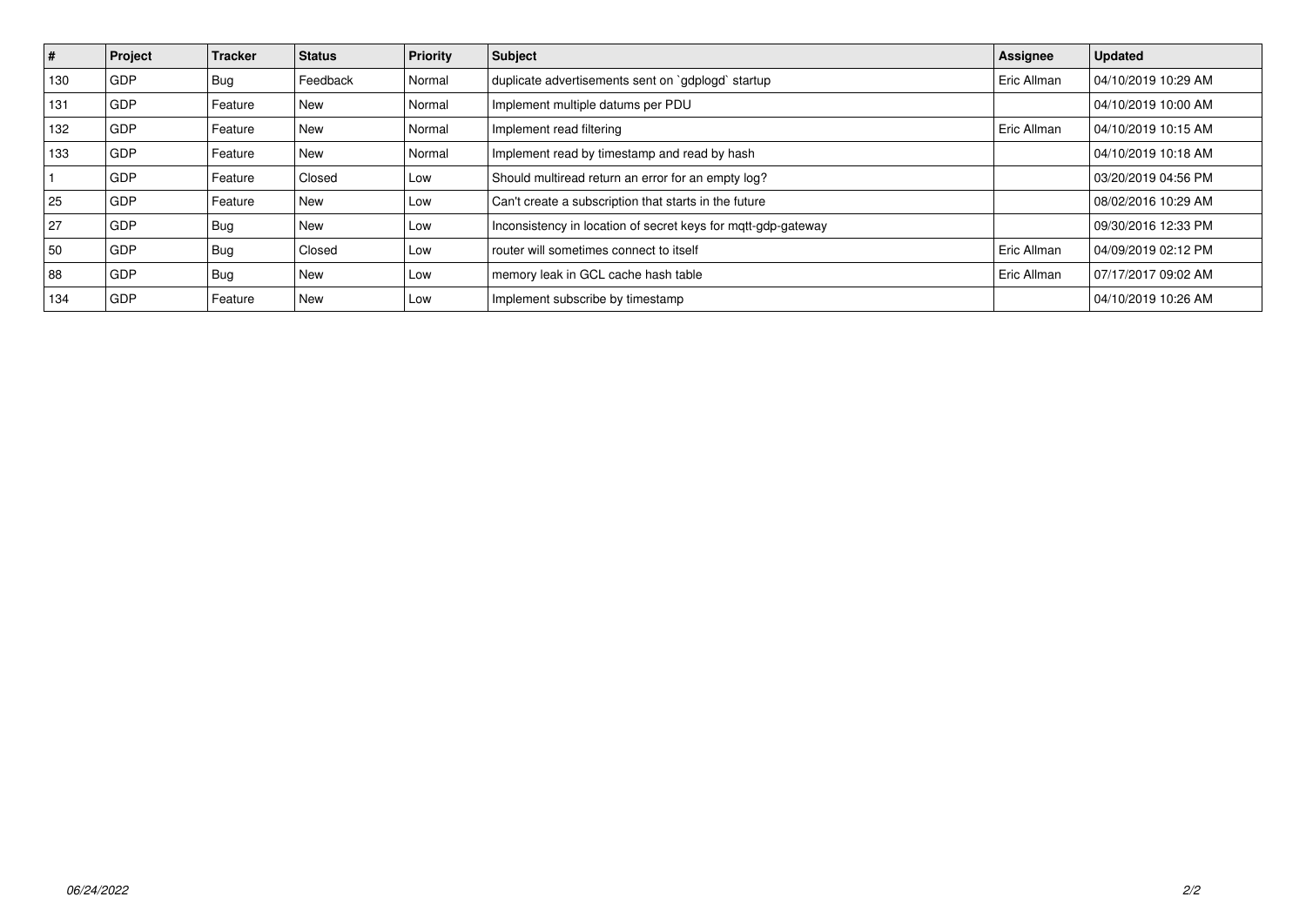| # | Project | Tracker | Status | Priority | Subject | Assignee | Updated |
|---|---|---|---|---|---|---|---|
| 130 | GDP | Bug | Feedback | Normal | duplicate advertisements sent on `gdplogd` startup | Eric Allman | 04/10/2019 10:29 AM |
| 131 | GDP | Feature | New | Normal | Implement multiple datums per PDU | | 04/10/2019 10:00 AM |
| 132 | GDP | Feature | New | Normal | Implement read filtering | Eric Allman | 04/10/2019 10:15 AM |
| 133 | GDP | Feature | New | Normal | Implement read by timestamp and read by hash | | 04/10/2019 10:18 AM |
| 1 | GDP | Feature | Closed | Low | Should multiread return an error for an empty log? | | 03/20/2019 04:56 PM |
| 25 | GDP | Feature | New | Low | Can't create a subscription that starts in the future | | 08/02/2016 10:29 AM |
| 27 | GDP | Bug | New | Low | Inconsistency in location of secret keys for mqtt-gdp-gateway | | 09/30/2016 12:33 PM |
| 50 | GDP | Bug | Closed | Low | router will sometimes connect to itself | Eric Allman | 04/09/2019 02:12 PM |
| 88 | GDP | Bug | New | Low | memory leak in GCL cache hash table | Eric Allman | 07/17/2017 09:02 AM |
| 134 | GDP | Feature | New | Low | Implement subscribe by timestamp | | 04/10/2019 10:26 AM |